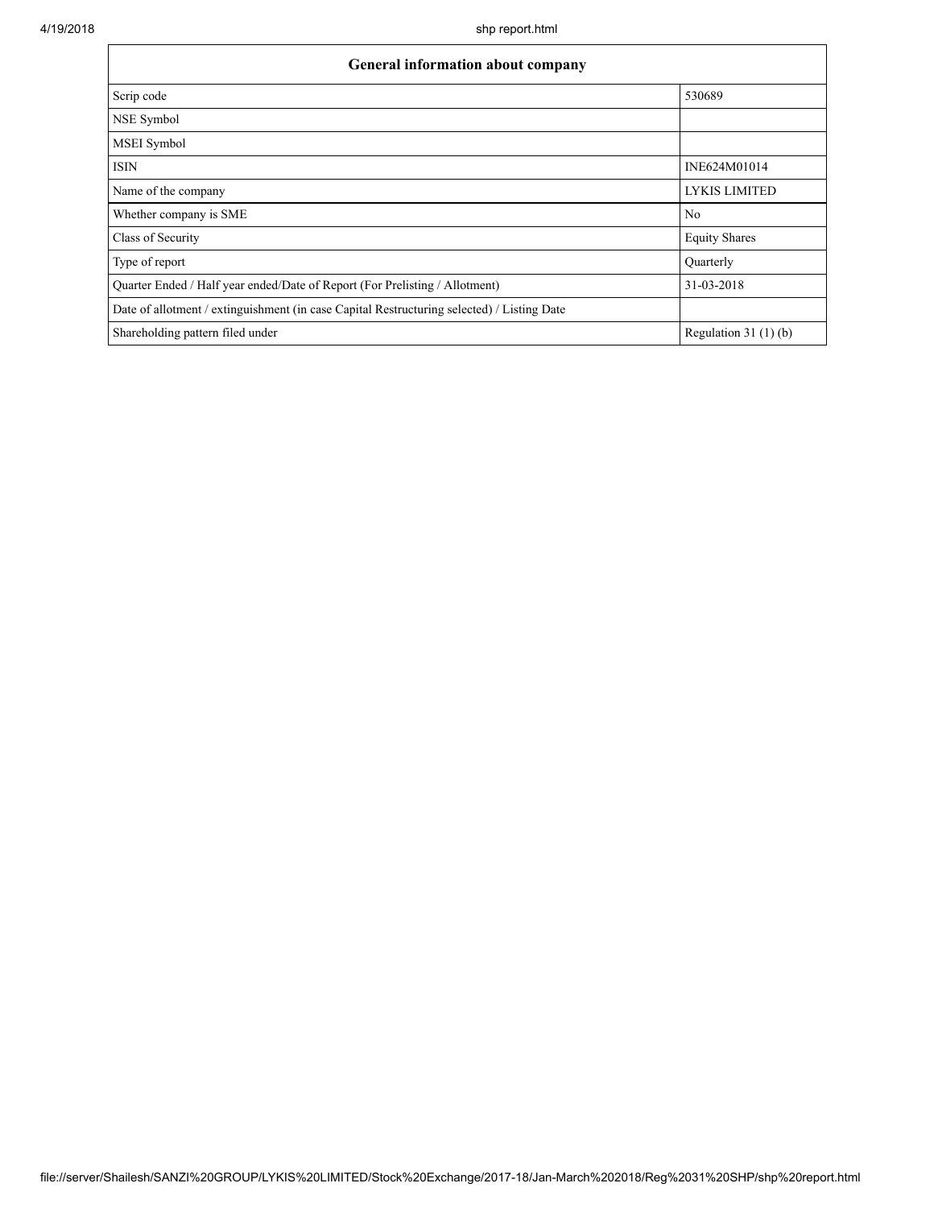| General information about company | |
| --- | --- |
| Scrip code | 530689 |
| NSE Symbol | |
| MSEI Symbol | |
| ISIN | INE624M01014 |
| Name of the company | LYKIS LIMITED |
| Whether company is SME | No |
| Class of Security | Equity Shares |
| Type of report | Quarterly |
| Quarter Ended / Half year ended/Date of Report (For Prelisting / Allotment) | 31-03-2018 |
| Date of allotment / extinguishment (in case Capital Restructuring selected) / Listing Date | |
| Shareholding pattern filed under | Regulation 31 (1) (b) |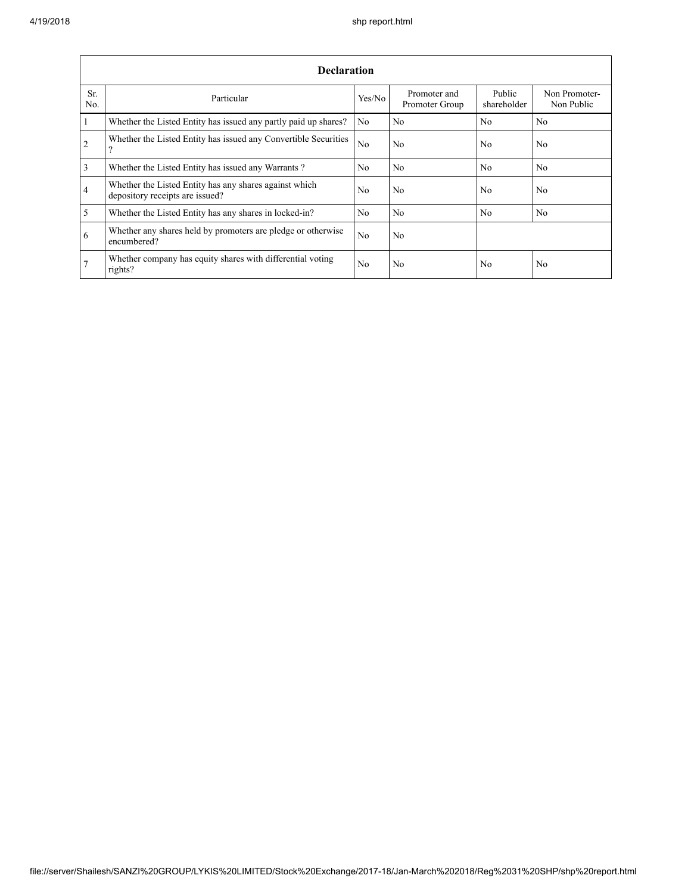| Declaration | | | | | |
|---|---|---|---|---|---|
| Sr. No. | Particular | Yes/No | Promoter and Promoter Group | Public shareholder | Non Promoter- Non Public |
| 1 | Whether the Listed Entity has issued any partly paid up shares? | No | No | No | No |
| 2 | Whether the Listed Entity has issued any Convertible Securities ? | No | No | No | No |
| 3 | Whether the Listed Entity has issued any Warrants ? | No | No | No | No |
| 4 | Whether the Listed Entity has any shares against which depository receipts are issued? | No | No | No | No |
| 5 | Whether the Listed Entity has any shares in locked-in? | No | No | No | No |
| 6 | Whether any shares held by promoters are pledge or otherwise encumbered? | No | No | | |
| 7 | Whether company has equity shares with differential voting rights? | No | No | No | No |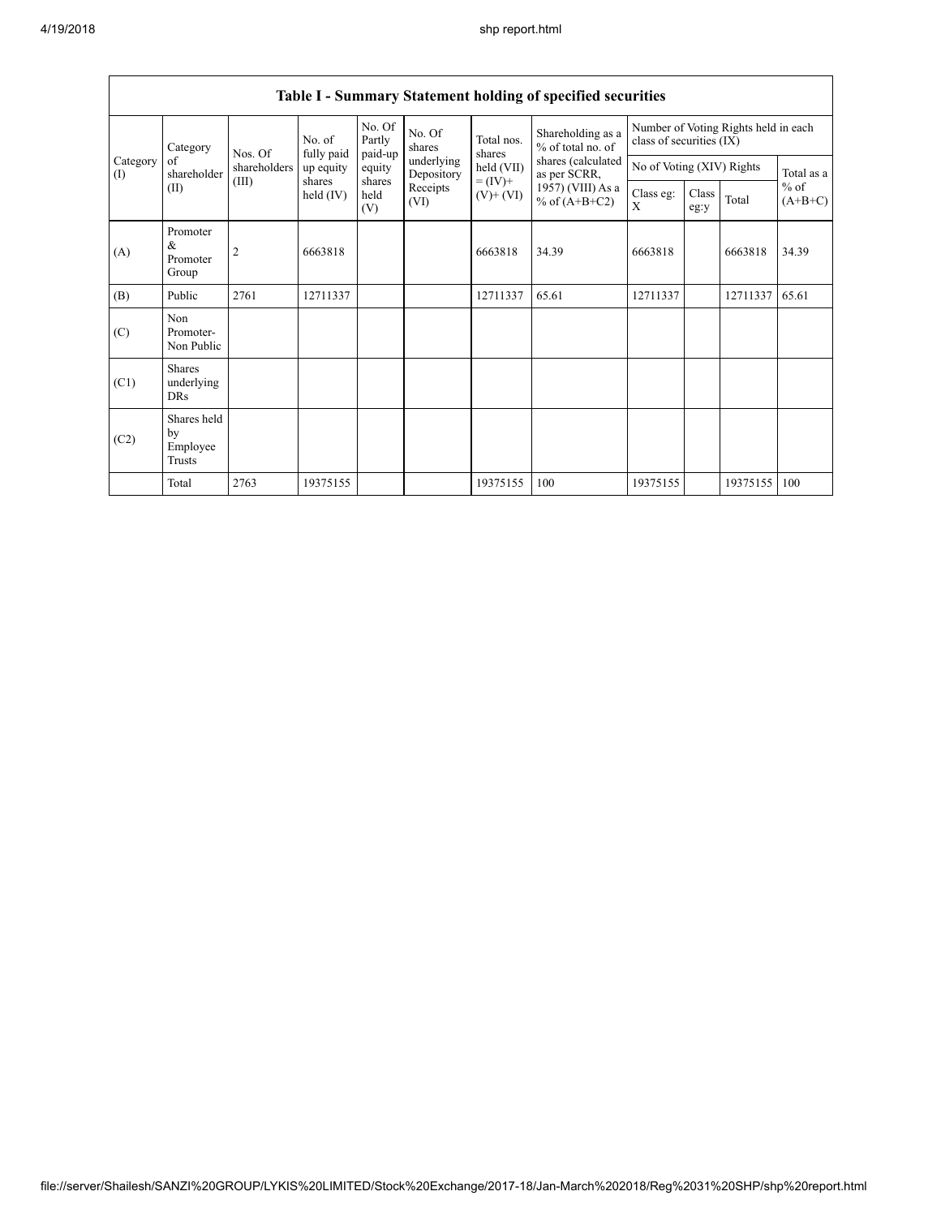## Table I - Summary Statement holding of specified securities

| Category (I) | Category of shareholder (II) | Nos. Of shareholders (III) | No. of fully paid up equity shares held (IV) | No. Of Partly paid-up equity shares held (V) | No. Of shares underlying Depository Receipts (VI) | Total nos. shares held (VII) = (IV)+ (V)+ (VI) | Shareholding as a % of total no. of shares (calculated as per SCRR, 1957) (VIII) As a % of (A+B+C2) | Number of Voting Rights held in each class of securities (IX) | | | |
|---|---|---|---|---|---|---|---|---|---|---|---|
| | | | | | | | | No of Voting (XIV) Rights | | | Total as a % of (A+B+C) |
| | | | | | | | | Class eg: X | Class eg:y | Total | |
| (A) | Promoter & Promoter Group | 2 | 6663818 | | | 6663818 | 34.39 | 6663818 | | 6663818 | 34.39 |
| (B) | Public | 2761 | 12711337 | | | 12711337 | 65.61 | 12711337 | | 12711337 | 65.61 |
| (C) | Non Promoter- Non Public | | | | | | | | | | |
| (C1) | Shares underlying DRs | | | | | | | | | | |
| (C2) | Shares held by Employee Trusts | | | | | | | | | | |
| | Total | 2763 | 19375155 | | | 19375155 | 100 | 19375155 | | 19375155 | 100 |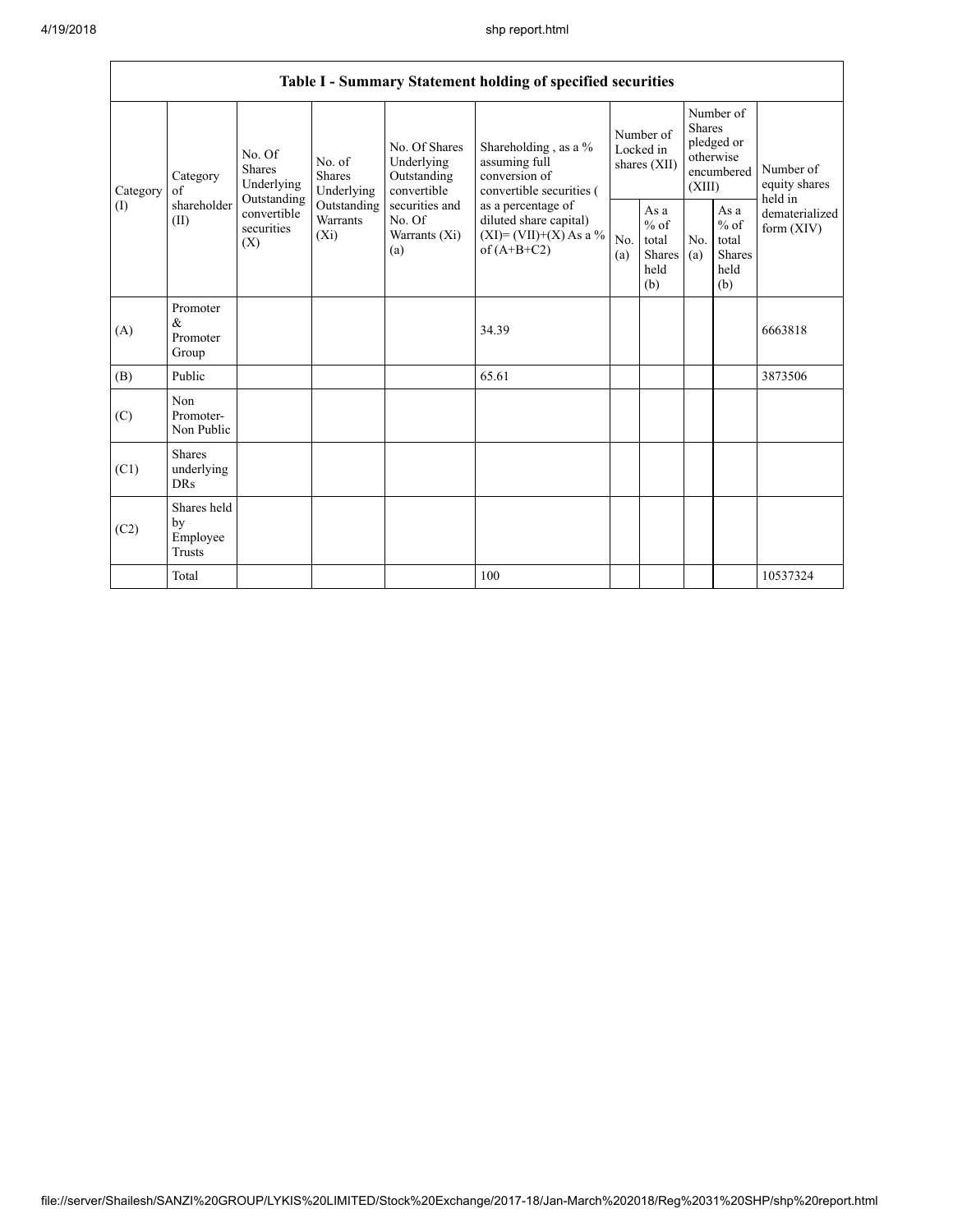| Table I - Summary Statement holding of specified securities | | | | | | | | | | | |
|---|---|---|---|---|---|---|---|---|---|---|---|
| Category (I) | Category of shareholder (II) | No. Of Shares Underlying Outstanding convertible securities (X) | No. of Shares Underlying Outstanding Warrants (Xi) | No. Of Shares Underlying Outstanding convertible securities and No. Of Warrants (Xi) (a) | Shareholding , as a % assuming full conversion of convertible securities ( as a percentage of diluted share capital) (XI)= (VII)+(X) As a % of (A+B+C2) | Number of Locked in shares (XII) | | Number of Shares pledged or otherwise encumbered (XIII) | | Number of equity shares held in dematerialized form (XIV) |
| | | | | | | No. (a) | As a % of total Shares held (b) | No. (a) | As a % of total Shares held (b) | |
| (A) | Promoter & Promoter Group | | | | 34.39 | | | | | 6663818 |
| (B) | Public | | | | 65.61 | | | | | 3873506 |
| (C) | Non Promoter- Non Public | | | | | | | | | |
| (C1) | Shares underlying DRs | | | | | | | | | |
| (C2) | Shares held by Employee Trusts | | | | | | | | | |
| | Total | | | | 100 | | | | | 10537324 |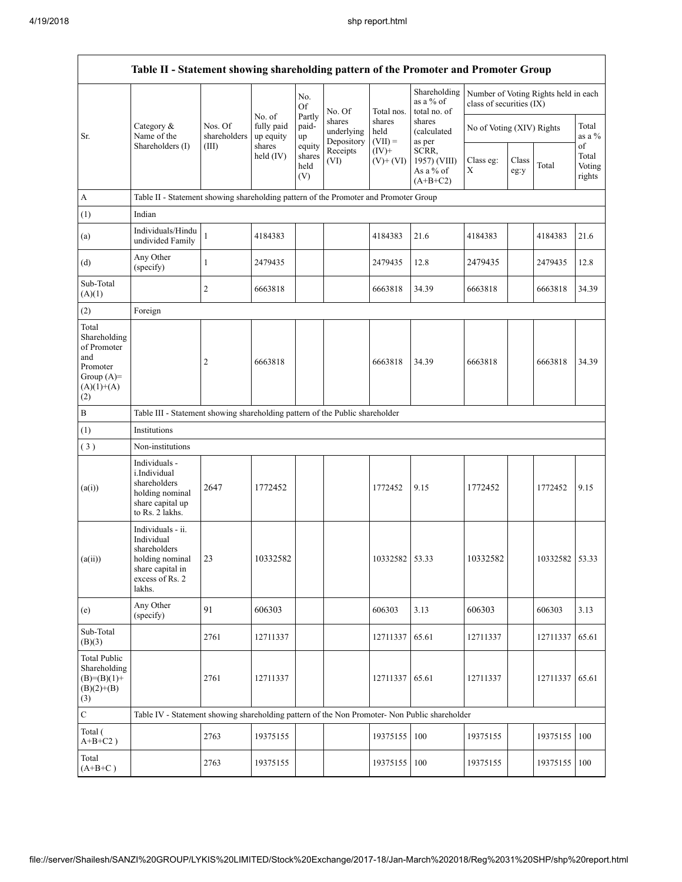| Table II - Statement showing shareholding pattern of the Promoter and Promoter Group | | | | | | | | | | | | |
|---|---|---|---|---|---|---|---|---|---|---|---|---|
| Sr. | Category & Name of the Shareholders (I) | Nos. Of shareholders (III) | No. of fully paid up equity shares held (IV) | No. Of Partly paid-up equity shares held (V) | No. Of shares underlying Depository Receipts (VI) | Total nos. shares held (VII) = (IV)+ (V)+ (VI) | Shareholding as a % of total no. of shares (calculated as per SCRR, 1957) (VIII) As a % of (A+B+C2) | Number of Voting Rights held in each class of securities (IX) | | | |
| | | | | | | | | No of Voting (XIV) Rights | | | Total as a % of Total Voting rights |
| | | | | | | | | Class eg: X | Class eg:y | Total | |
| A | Table II - Statement showing shareholding pattern of the Promoter and Promoter Group | | | | | | | | | | |
| (1) | Indian | | | | | | | | | | |
| (a) | Individuals/Hindu undivided Family | 1 | 4184383 | | | 4184383 | 21.6 | 4184383 | | 4184383 | 21.6 |
| (d) | Any Other (specify) | 1 | 2479435 | | | 2479435 | 12.8 | 2479435 | | 2479435 | 12.8 |
| Sub-Total (A)(1) | | 2 | 6663818 | | | 6663818 | 34.39 | 6663818 | | 6663818 | 34.39 |
| (2) | Foreign | | | | | | | | | | |
| Total Shareholding of Promoter and Promoter Group (A)=(A)(1)+(A)(2) | | 2 | 6663818 | | | 6663818 | 34.39 | 6663818 | | 6663818 | 34.39 |
| B | Table III - Statement showing shareholding pattern of the Public shareholder | | | | | | | | | | |
| (1) | Institutions | | | | | | | | | | |
| (3) | Non-institutions | | | | | | | | | | |
| (a(i)) | Individuals - i.Individual shareholders holding nominal share capital up to Rs. 2 lakhs. | 2647 | 1772452 | | | 1772452 | 9.15 | 1772452 | | 1772452 | 9.15 |
| (a(ii)) | Individuals - ii. Individual shareholders holding nominal share capital in excess of Rs. 2 lakhs. | 23 | 10332582 | | | 10332582 | 53.33 | 10332582 | | 10332582 | 53.33 |
| (e) | Any Other (specify) | 91 | 606303 | | | 606303 | 3.13 | 606303 | | 606303 | 3.13 |
| Sub-Total (B)(3) | | 2761 | 12711337 | | | 12711337 | 65.61 | 12711337 | | 12711337 | 65.61 |
| Total Public Shareholding (B)=(B)(1)+(B)(2)+(B)(3) | | 2761 | 12711337 | | | 12711337 | 65.61 | 12711337 | | 12711337 | 65.61 |
| C | Table IV - Statement showing shareholding pattern of the Non Promoter- Non Public shareholder | | | | | | | | | | |
| Total ( A+B+C2 ) | | 2763 | 19375155 | | | 19375155 | 100 | 19375155 | | 19375155 | 100 |
| Total (A+B+C ) | | 2763 | 19375155 | | | 19375155 | 100 | 19375155 | | 19375155 | 100 |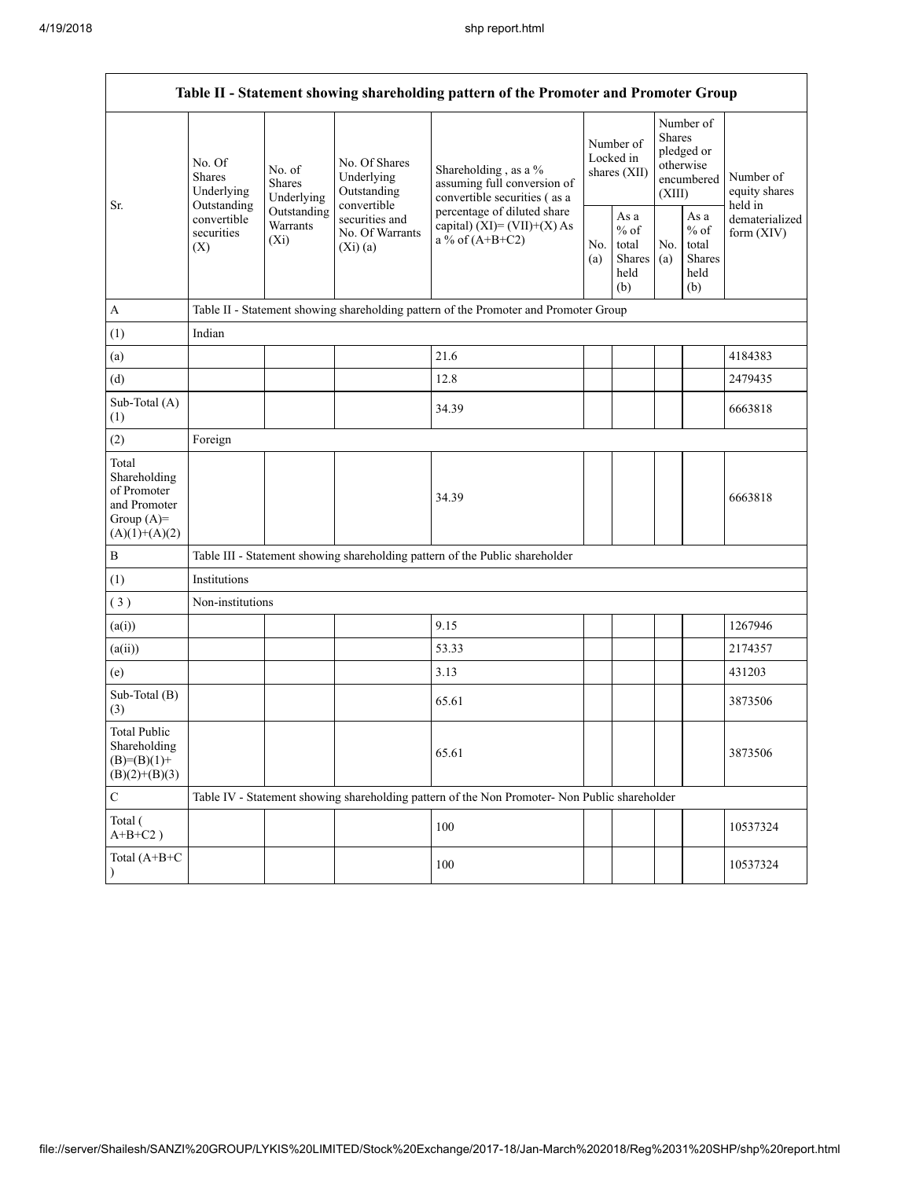| Table II - Statement showing shareholding pattern of the Promoter and Promoter Group | | | | | | | | | |
|---|---|---|---|---|---|---|---|---|---|
| Sr. | No. Of Shares Underlying Outstanding convertible securities (X) | No. of Shares Underlying Outstanding Warrants (Xi) | No. Of Shares Underlying Outstanding convertible securities and No. Of Warrants (Xi) (a) | Shareholding , as a % assuming full conversion of convertible securities ( as a percentage of diluted share capital) (XI)= (VII)+(X) As a % of (A+B+C2) | Number of Locked in shares (XII) | | Number of Shares pledged or otherwise encumbered (XIII) | | Number of equity shares held in dematerialized form (XIV) |
| | | | | | No. (a) | As a % of total Shares held (b) | No. (a) | As a % of total Shares held (b) | |
| A | Table II - Statement showing shareholding pattern of the Promoter and Promoter Group | | | | | | | | |
| (1) | Indian | | | | | | | | |
| (a) | | | | 21.6 | | | | | 4184383 |
| (d) | | | | 12.8 | | | | | 2479435 |
| Sub-Total (A) (1) | | | | 34.39 | | | | | 6663818 |
| (2) | Foreign | | | | | | | | |
| Total Shareholding of Promoter and Promoter Group (A)= (A)(1)+(A)(2) | | | | 34.39 | | | | | 6663818 |
| B | Table III - Statement showing shareholding pattern of the Public shareholder | | | | | | | | |
| (1) | Institutions | | | | | | | | |
| ( 3 ) | Non-institutions | | | | | | | | |
| (a(i)) | | | | 9.15 | | | | | 1267946 |
| (a(ii)) | | | | 53.33 | | | | | 2174357 |
| (e) | | | | 3.13 | | | | | 431203 |
| Sub-Total (B) (3) | | | | 65.61 | | | | | 3873506 |
| Total Public Shareholding (B)=(B)(1)+(B)(2)+(B)(3) | | | | 65.61 | | | | | 3873506 |
| C | Table IV - Statement showing shareholding pattern of the Non Promoter- Non Public shareholder | | | | | | | | |
| Total ( A+B+C2 ) | | | | 100 | | | | | 10537324 |
| Total (A+B+C ) | | | | 100 | | | | | 10537324 |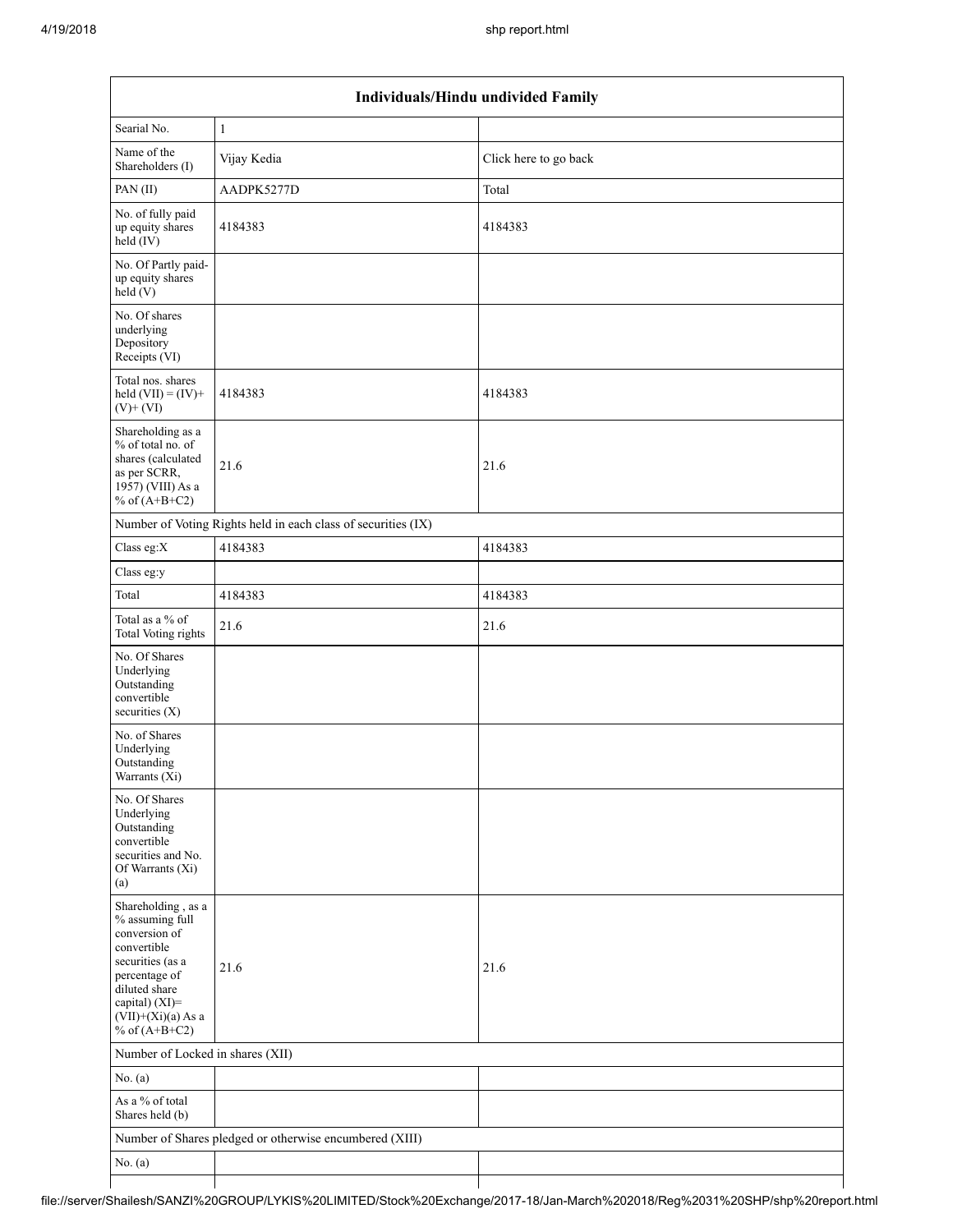| Individuals/Hindu undivided Family | | |
|---|---|---|
| Searial No. | 1 | |
| Name of the Shareholders (I) | Vijay Kedia | Click here to go back |
| PAN (II) | AADPK5277D | Total |
| No. of fully paid up equity shares held (IV) | 4184383 | 4184383 |
| No. Of Partly paid-up equity shares held (V) | | |
| No. Of shares underlying Depository Receipts (VI) | | |
| Total nos. shares held (VII) = (IV)+ (V)+ (VI) | 4184383 | 4184383 |
| Shareholding as a % of total no. of shares (calculated as per SCRR, 1957) (VIII) As a % of (A+B+C2) | 21.6 | 21.6 |
| Number of Voting Rights held in each class of securities (IX) | | |
| Class eg:X | 4184383 | 4184383 |
| Class eg:y | | |
| Total | 4184383 | 4184383 |
| Total as a % of Total Voting rights | 21.6 | 21.6 |
| No. Of Shares Underlying Outstanding convertible securities (X) | | |
| No. of Shares Underlying Outstanding Warrants (Xi) | | |
| No. Of Shares Underlying Outstanding convertible securities and No. Of Warrants (Xi) (a) | | |
| Shareholding , as a % assuming full conversion of convertible securities (as a percentage of diluted share capital) (XI)= (VII)+(Xi)(a) As a % of (A+B+C2) | 21.6 | 21.6 |
| Number of Locked in shares (XII) | | |
| No. (a) | | |
| As a % of total Shares held (b) | | |
| Number of Shares pledged or otherwise encumbered (XIII) | | |
| No. (a) | | |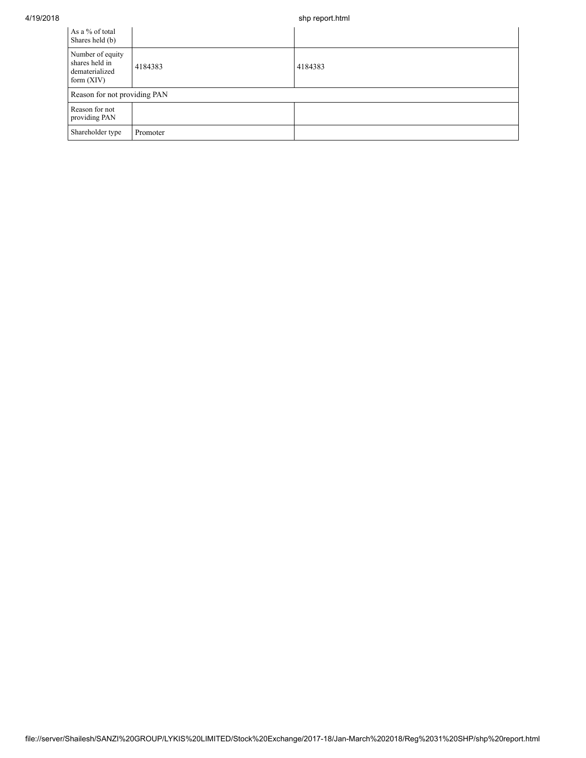| As a % of total Shares held (b) | | |
|---|---|---|
| Number of equity shares held in dematerialized form (XIV) | 4184383 | 4184383 |
| Reason for not providing PAN | | |
| Reason for not providing PAN | | |
| Shareholder type | Promoter | |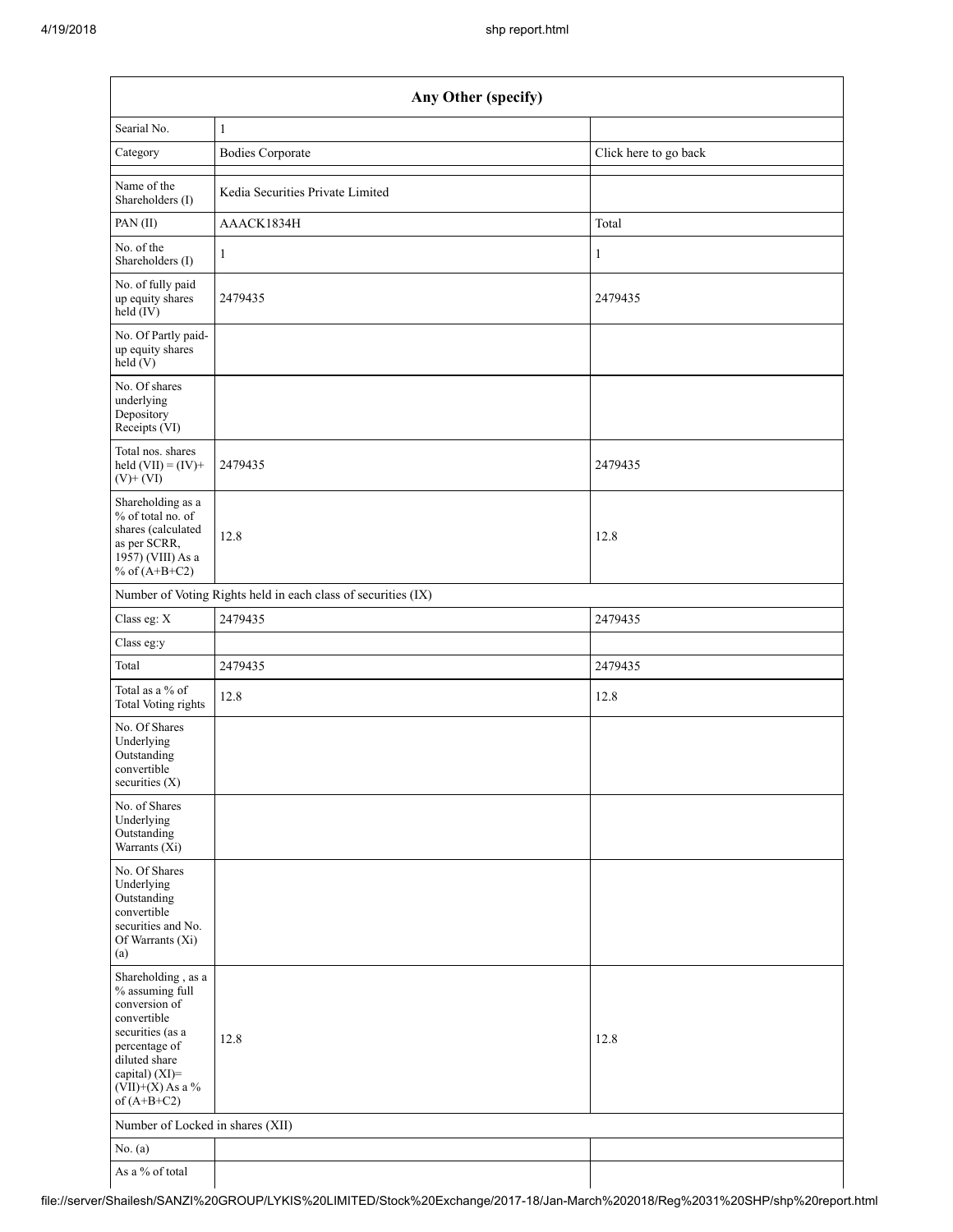| Any Other (specify) | | |
|---|---|---|
| Searial No. | 1 | |
| Category | Bodies Corporate | Click here to go back |
| Name of the Shareholders (I) | Kedia Securities Private Limited | |
| PAN (II) | AAACK1834H | Total |
| No. of the Shareholders (I) | 1 | 1 |
| No. of fully paid up equity shares held (IV) | 2479435 | 2479435 |
| No. Of Partly paid-up equity shares held (V) | | |
| No. Of shares underlying Depository Receipts (VI) | | |
| Total nos. shares held (VII) = (IV)+ (V)+ (VI) | 2479435 | 2479435 |
| Shareholding as a % of total no. of shares (calculated as per SCRR, 1957) (VIII) As a % of (A+B+C2) | 12.8 | 12.8 |
| Number of Voting Rights held in each class of securities (IX) | | |
| Class eg: X | 2479435 | 2479435 |
| Class eg:y | | |
| Total | 2479435 | 2479435 |
| Total as a % of Total Voting rights | 12.8 | 12.8 |
| No. Of Shares Underlying Outstanding convertible securities (X) | | |
| No. of Shares Underlying Outstanding Warrants (Xi) | | |
| No. Of Shares Underlying Outstanding convertible securities and No. Of Warrants (Xi) (a) | | |
| Shareholding , as a % assuming full conversion of convertible securities (as a percentage of diluted share capital) (XI)= (VII)+(X) As a % of (A+B+C2) | 12.8 | 12.8 |
| Number of Locked in shares (XII) | | |
| No. (a) | | |
| As a % of total | | |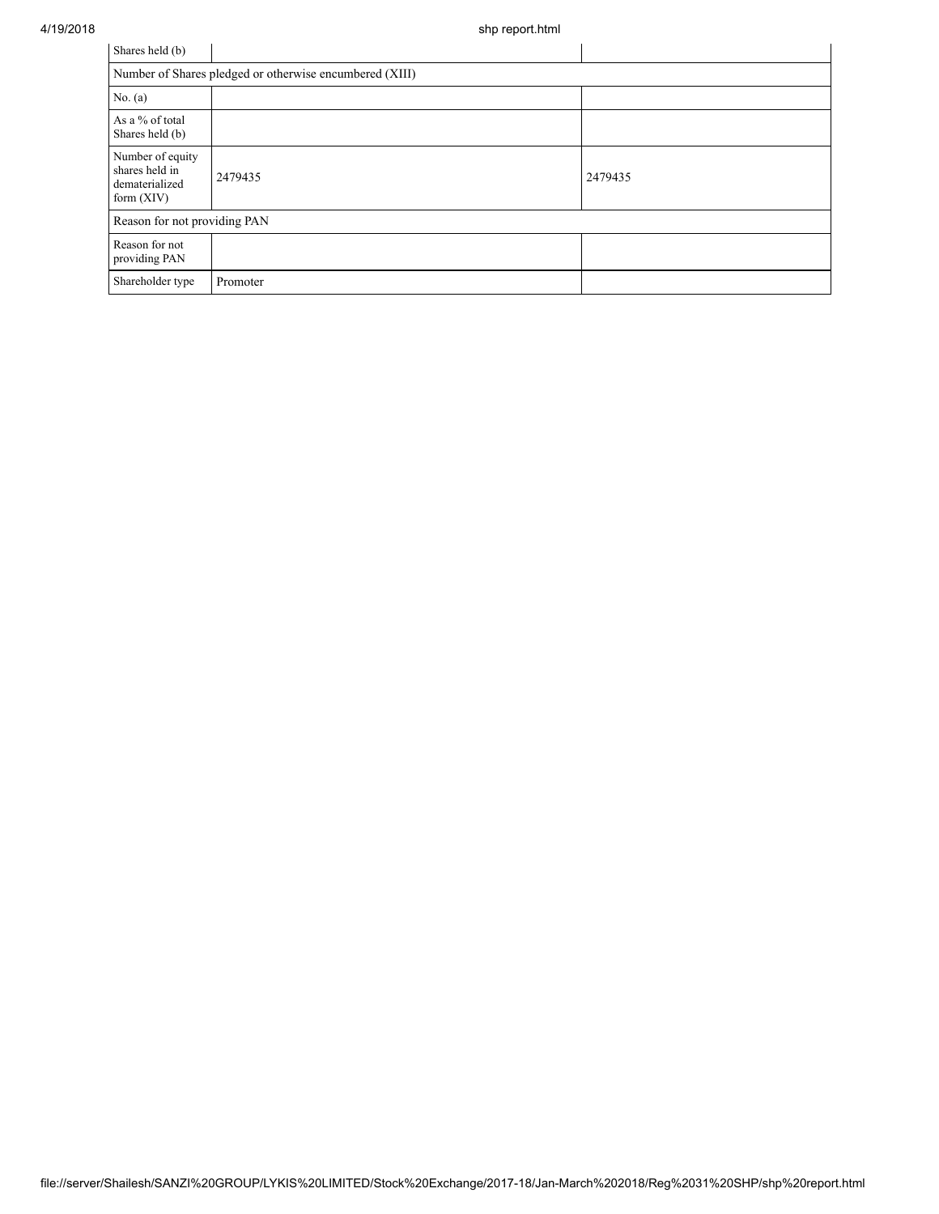| Shares held (b) | | |
| --- | --- | --- |
| Number of Shares pledged or otherwise encumbered (XIII) | | |
| No. (a) | | |
| As a % of total Shares held (b) | | |
| Number of equity shares held in dematerialized form (XIV) | 2479435 | 2479435 |
| Reason for not providing PAN | | |
| Reason for not providing PAN | | |
| Shareholder type | Promoter | |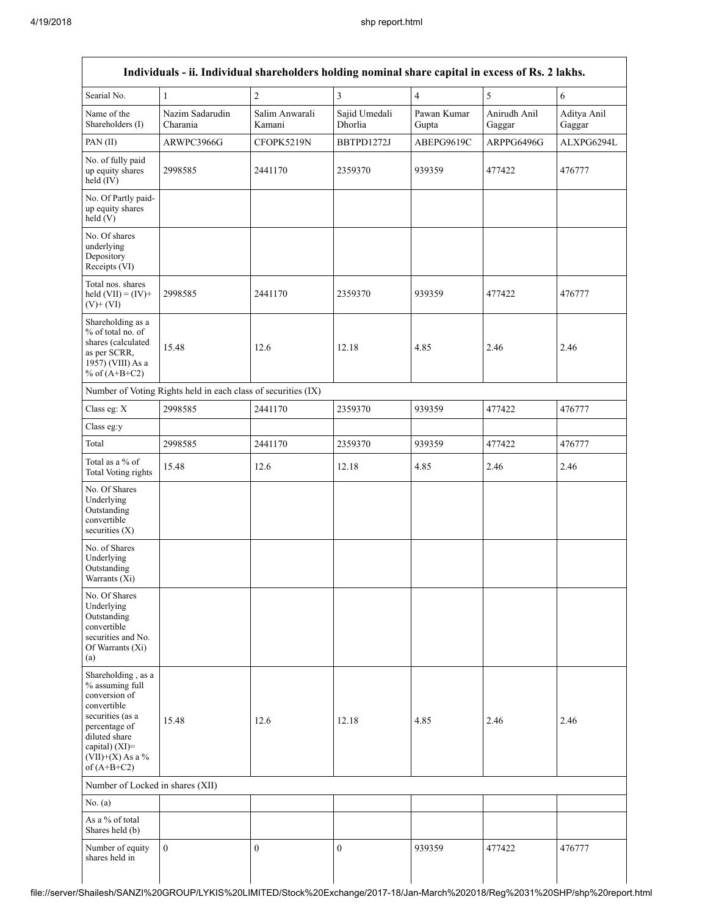| Individuals - ii. Individual shareholders holding nominal share capital in excess of Rs. 2 lakhs. | | | | | | |
|---|---|---|---|---|---|---|
| Searial No. | 1 | 2 | 3 | 4 | 5 | 6 |
| Name of the Shareholders (I) | Nazim Sadarudin Charania | Salim Anwarali Kamani | Sajid Umedali Dhorlia | Pawan Kumar Gupta | Anirudh Anil Gaggar | Aditya Anil Gaggar |
| PAN (II) | ARWPC3966G | CFOPK5219N | BBTPD1272J | ABEPG9619C | ARPPG6496G | ALXPG6294L |
| No. of fully paid up equity shares held (IV) | 2998585 | 2441170 | 2359370 | 939359 | 477422 | 476777 |
| No. Of Partly paid-up equity shares held (V) | | | | | | |
| No. Of shares underlying Depository Receipts (VI) | | | | | | |
| Total nos. shares held (VII) = (IV)+ (V)+ (VI) | 2998585 | 2441170 | 2359370 | 939359 | 477422 | 476777 |
| Shareholding as a % of total no. of shares (calculated as per SCRR, 1957) (VIII) As a % of (A+B+C2) | 15.48 | 12.6 | 12.18 | 4.85 | 2.46 | 2.46 |
| Number of Voting Rights held in each class of securities (IX) | | | | | | |
| Class eg: X | 2998585 | 2441170 | 2359370 | 939359 | 477422 | 476777 |
| Class eg:y | | | | | | |
| Total | 2998585 | 2441170 | 2359370 | 939359 | 477422 | 476777 |
| Total as a % of Total Voting rights | 15.48 | 12.6 | 12.18 | 4.85 | 2.46 | 2.46 |
| No. Of Shares Underlying Outstanding convertible securities (X) | | | | | | |
| No. of Shares Underlying Outstanding Warrants (Xi) | | | | | | |
| No. Of Shares Underlying Outstanding convertible securities and No. Of Warrants (Xi) (a) | | | | | | |
| Shareholding , as a % assuming full conversion of convertible securities (as a percentage of diluted share capital) (XI)= (VII)+(X) As a % of (A+B+C2) | 15.48 | 12.6 | 12.18 | 4.85 | 2.46 | 2.46 |
| Number of Locked in shares (XII) | | | | | | |
| No. (a) | | | | | | |
| As a % of total Shares held (b) | | | | | | |
| Number of equity shares held in | 0 | 0 | 0 | 939359 | 477422 | 476777 |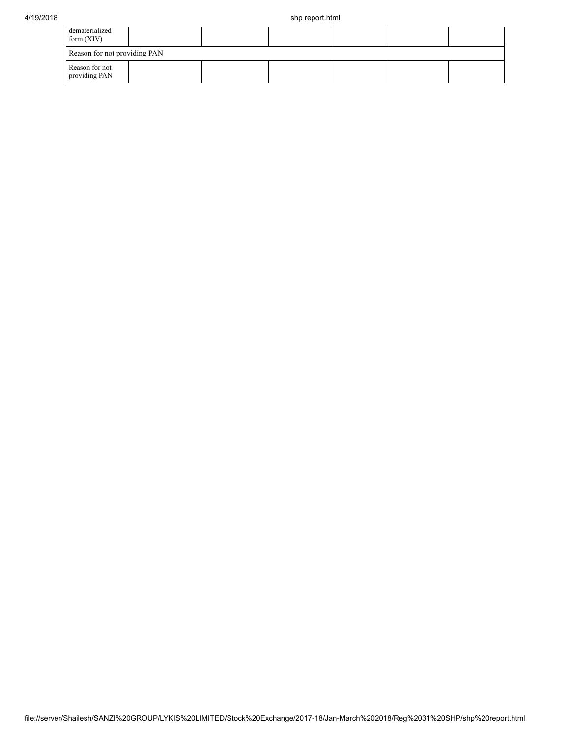| dematerialized form (XIV) | | | | | | |
|---|---|---|---|---|---|---|
| Reason for not providing PAN | | | | | | |
| Reason for not providing PAN | | | | | | |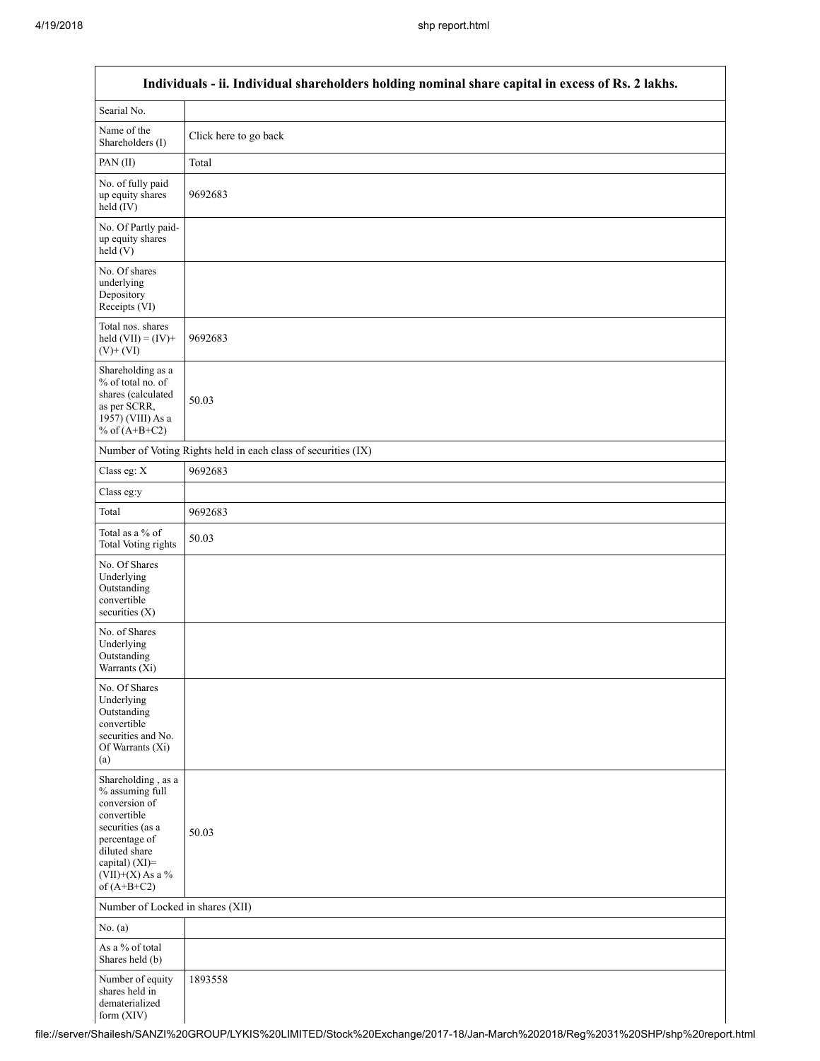| Individuals - ii. Individual shareholders holding nominal share capital in excess of Rs. 2 lakhs. | |
|---|---|
| Searial No. | |
| Name of the Shareholders (I) | Click here to go back |
| PAN (II) | Total |
| No. of fully paid up equity shares held (IV) | 9692683 |
| No. Of Partly paid-up equity shares held (V) | |
| No. Of shares underlying Depository Receipts (VI) | |
| Total nos. shares held (VII) = (IV)+ (V)+ (VI) | 9692683 |
| Shareholding as a % of total no. of shares (calculated as per SCRR, 1957) (VIII) As a % of (A+B+C2) | 50.03 |
| Number of Voting Rights held in each class of securities (IX) | |
| Class eg: X | 9692683 |
| Class eg:y | |
| Total | 9692683 |
| Total as a % of Total Voting rights | 50.03 |
| No. Of Shares Underlying Outstanding convertible securities (X) | |
| No. of Shares Underlying Outstanding Warrants (Xi) | |
| No. Of Shares Underlying Outstanding convertible securities and No. Of Warrants (Xi) (a) | |
| Shareholding , as a % assuming full conversion of convertible securities (as a percentage of diluted share capital) (XI)= (VII)+(X) As a % of (A+B+C2) | 50.03 |
| Number of Locked in shares (XII) | |
| No. (a) | |
| As a % of total Shares held (b) | |
| Number of equity shares held in dematerialized form (XIV) | 1893558 |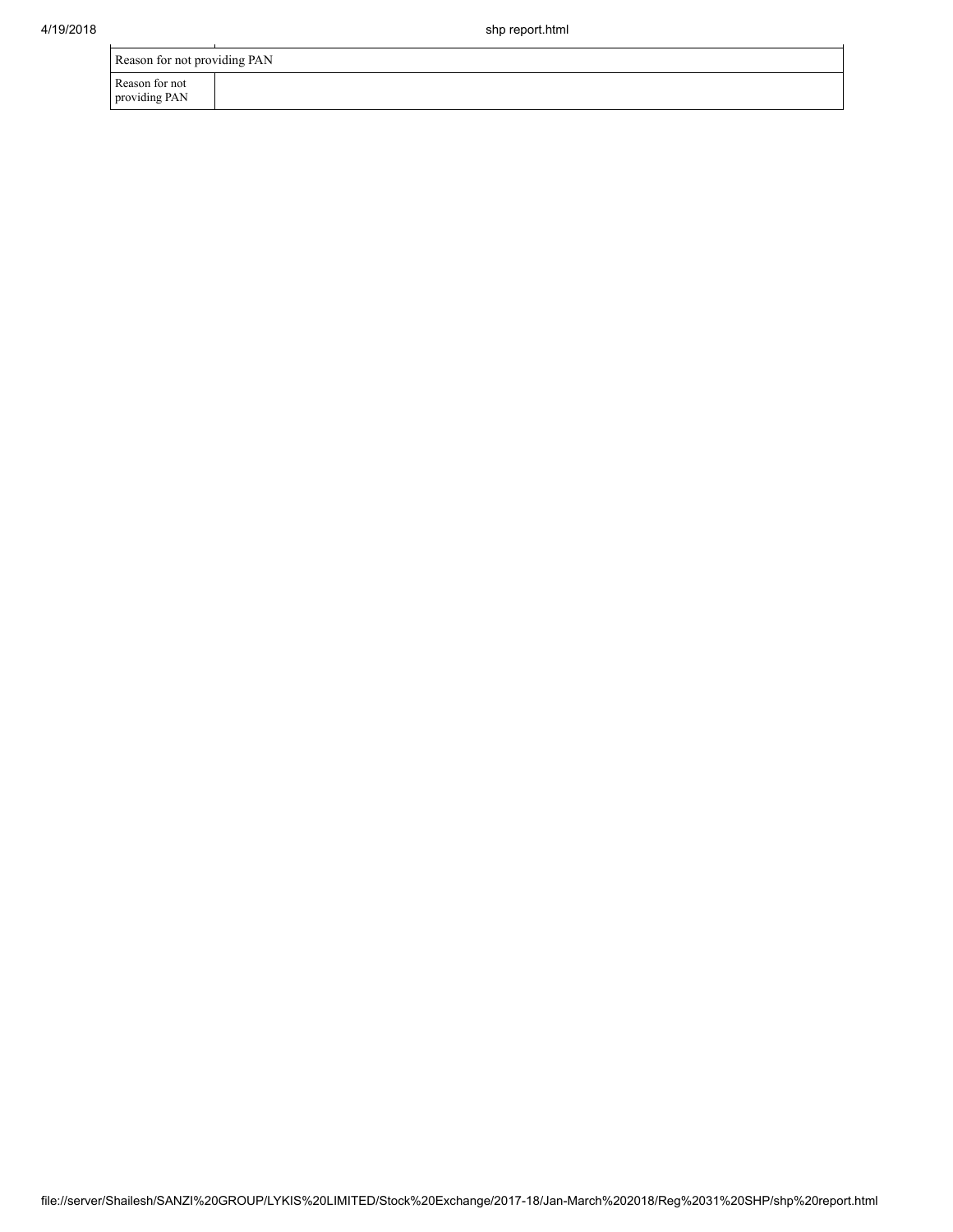| Reason for not providing PAN | |
|---|---|
| Reason for not providing PAN | |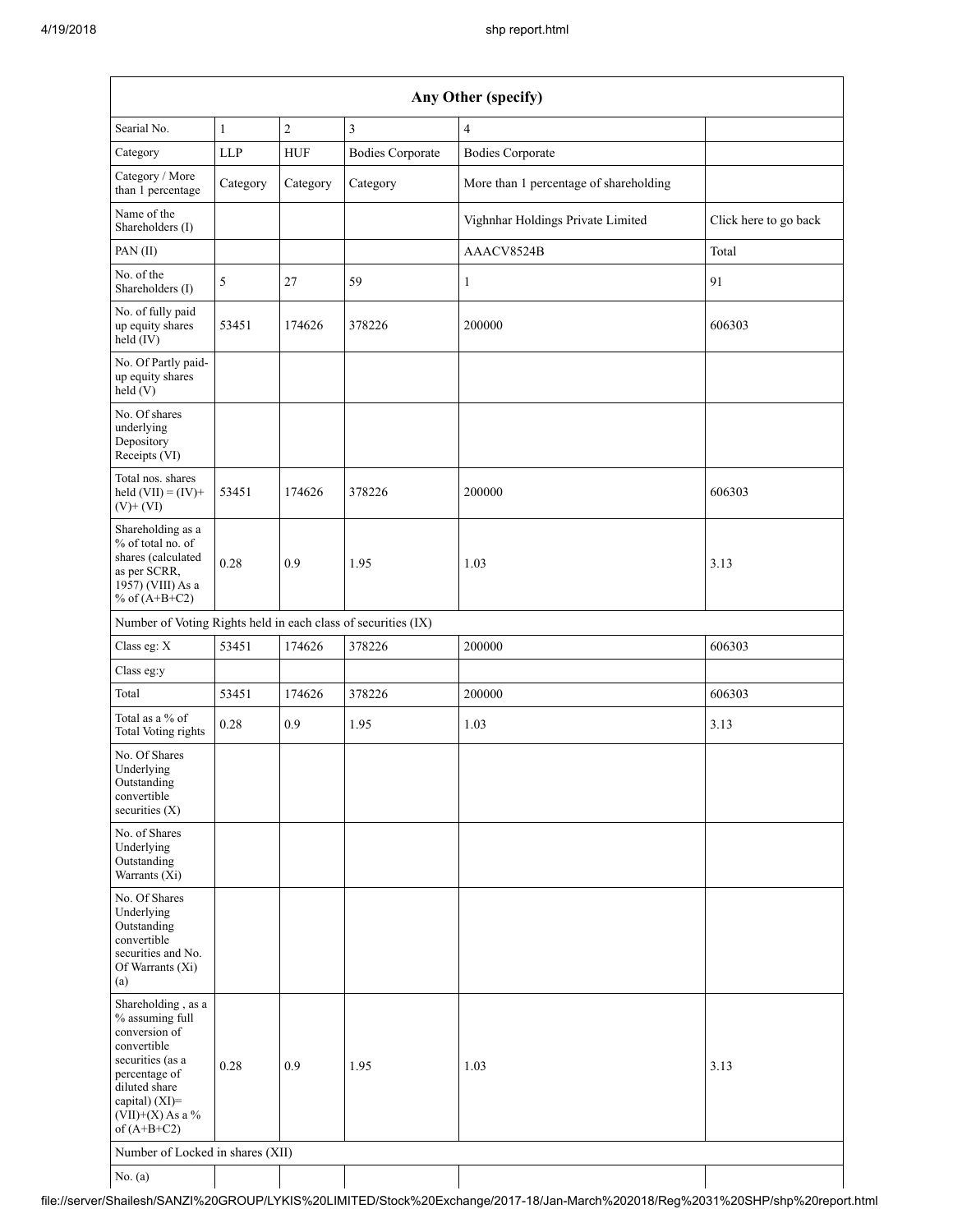| Any Other (specify) | | | | | |
|---|---|---|---|---|---|
| Searial No. | 1 | 2 | 3 | 4 | |
| Category | LLP | HUF | Bodies Corporate | Bodies Corporate | |
| Category / More than 1 percentage | Category | Category | Category | More than 1 percentage of shareholding | |
| Name of the Shareholders (I) | | | | Vighnhar Holdings Private Limited | Click here to go back |
| PAN (II) | | | | AAACV8524B | Total |
| No. of the Shareholders (I) | 5 | 27 | 59 | 1 | 91 |
| No. of fully paid up equity shares held (IV) | 53451 | 174626 | 378226 | 200000 | 606303 |
| No. Of Partly paid-up equity shares held (V) | | | | | |
| No. Of shares underlying Depository Receipts (VI) | | | | | |
| Total nos. shares held (VII) = (IV)+ (V)+ (VI) | 53451 | 174626 | 378226 | 200000 | 606303 |
| Shareholding as a % of total no. of shares (calculated as per SCRR, 1957) (VIII) As a % of (A+B+C2) | 0.28 | 0.9 | 1.95 | 1.03 | 3.13 |
| Number of Voting Rights held in each class of securities (IX) | | | | | |
| Class eg: X | 53451 | 174626 | 378226 | 200000 | 606303 |
| Class eg:y | | | | | |
| Total | 53451 | 174626 | 378226 | 200000 | 606303 |
| Total as a % of Total Voting rights | 0.28 | 0.9 | 1.95 | 1.03 | 3.13 |
| No. Of Shares Underlying Outstanding convertible securities (X) | | | | | |
| No. of Shares Underlying Outstanding Warrants (Xi) | | | | | |
| No. Of Shares Underlying Outstanding convertible securities and No. Of Warrants (Xi) (a) | | | | | |
| Shareholding , as a % assuming full conversion of convertible securities (as a percentage of diluted share capital) (XI)= (VII)+(X) As a % of (A+B+C2) | 0.28 | 0.9 | 1.95 | 1.03 | 3.13 |
| Number of Locked in shares (XII) | | | | | |
| No. (a) | | | | | |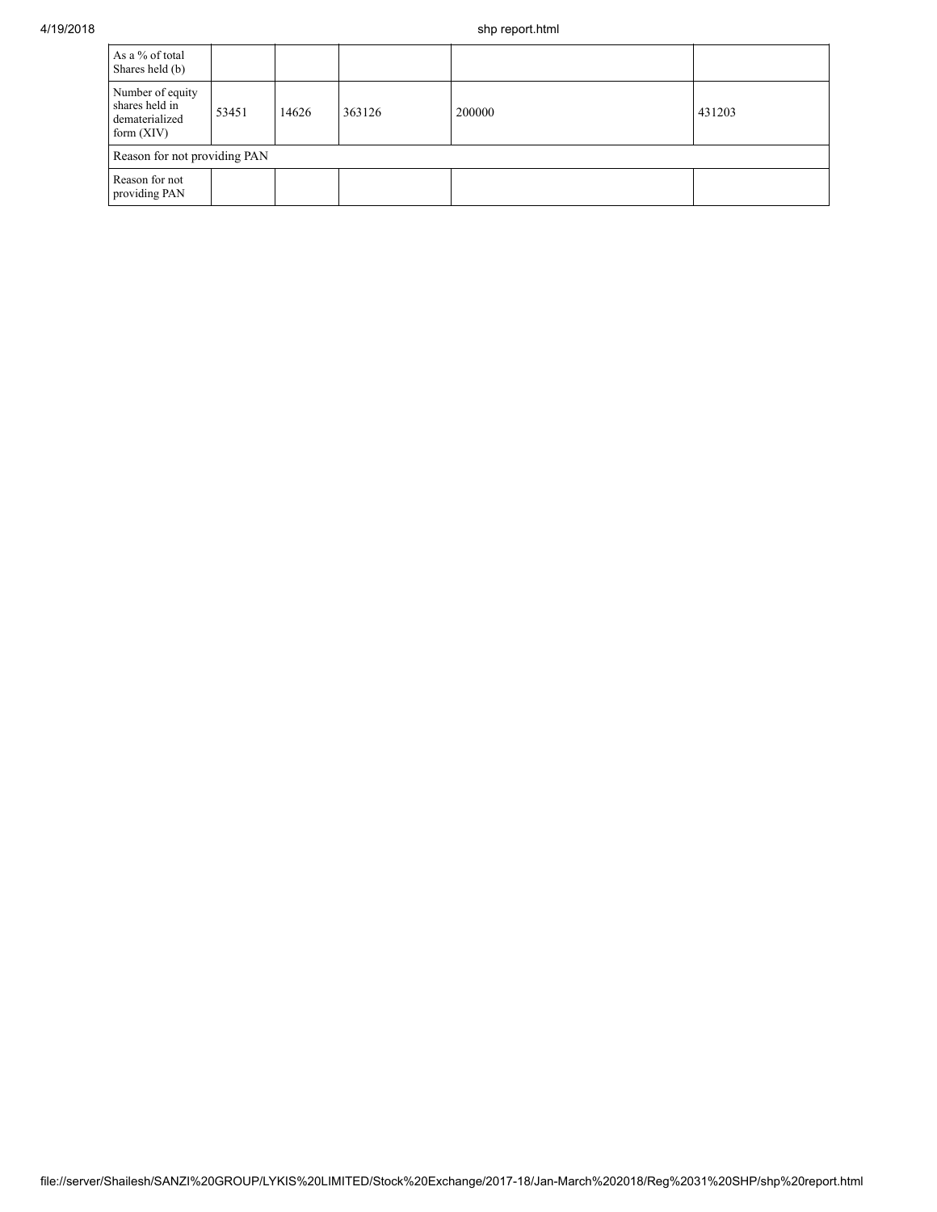| As a % of total Shares held (b) | | | | | |
|---|---|---|---|---|---|
| Number of equity shares held in dematerialized form (XIV) | 53451 | 14626 | 363126 | 200000 | 431203 |
| Reason for not providing PAN | | | | | |
| Reason for not providing PAN | | | | | |